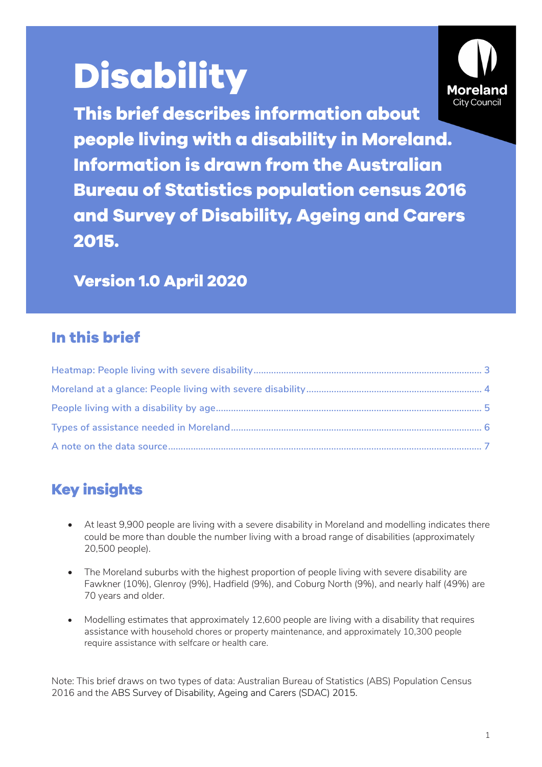# Disability

**This brief describes information about people living with a disability in Moreland. Information is drawn from the Australian Bureau of Statistics population census 2016 and Survey of Disability, Ageing and Carers 2015.**

**Version 1.0 April 2020**

Moreland City Council

## In this brief

- Heatmap: People living with severe disability ........ 3
- Moreland at a glance: People living with severe disability ........ 4
- People living with a disability by age ........ 5
- Types of assistance needed in Moreland ........ 6
- A note on the data source ........ 7

## Key insights

- At least 9,900 people are living with a severe disability in Moreland and modelling indicates there could be more than double the number living with a broad range of disabilities (approximately 20,500 people).
- The Moreland suburbs with the highest proportion of people living with severe disability are Fawkner (10%), Glenroy (9%), Hadfield (9%), and Coburg North (9%), and nearly half (49%) are 70 years and older.
- Modelling estimates that approximately 12,600 people are living with a disability that requires assistance with household chores or property maintenance, and approximately 10,300 people require assistance with selfcare or health care.

Note: This brief draws on two types of data: Australian Bureau of Statistics (ABS) Population Census 2016 and the ABS Survey of Disability, Ageing and Carers (SDAC) 2015.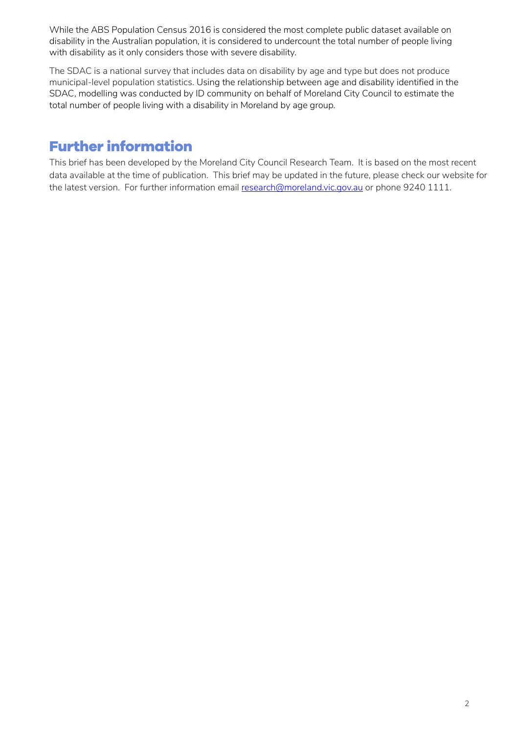While the ABS Population Census 2016 is considered the most complete public dataset available on disability in the Australian population, it is considered to undercount the total number of people living with disability as it only considers those with severe disability.

The SDAC is a national survey that includes data on disability by age and type but does not produce municipal-level population statistics. Using the relationship between age and disability identified in the SDAC, modelling was conducted by ID community on behalf of Moreland City Council to estimate the total number of people living with a disability in Moreland by age group.

## Further information

This brief has been developed by the Moreland City Council Research Team. It is based on the most recent data available at the time of publication. This brief may be updated in the future, please check our website for the latest version. For further information email [research@moreland.vic.gov.au](mailto:research@moreland.vic.gov.au) or phone 9240 1111.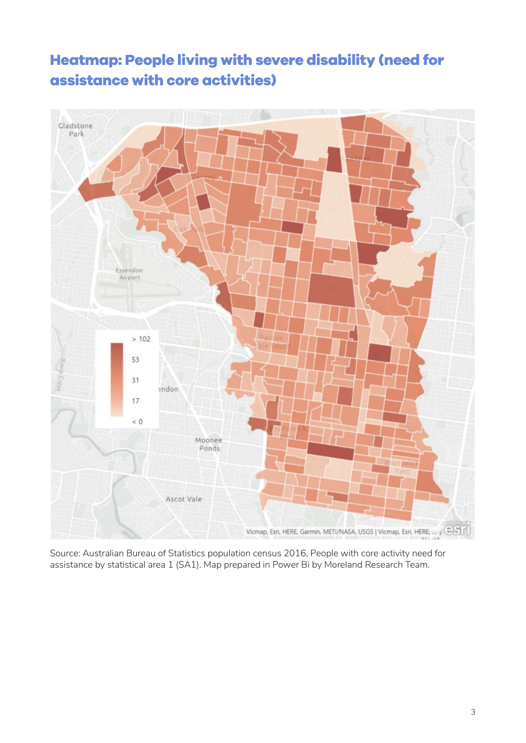## Heatmap: People living with severe disability (need for assistance with core activities)

Source: Australian Bureau of Statistics population census 2016, People with core activity need for assistance by statistical area 1 (SA1). Map prepared in Power Bi by Moreland Research Team.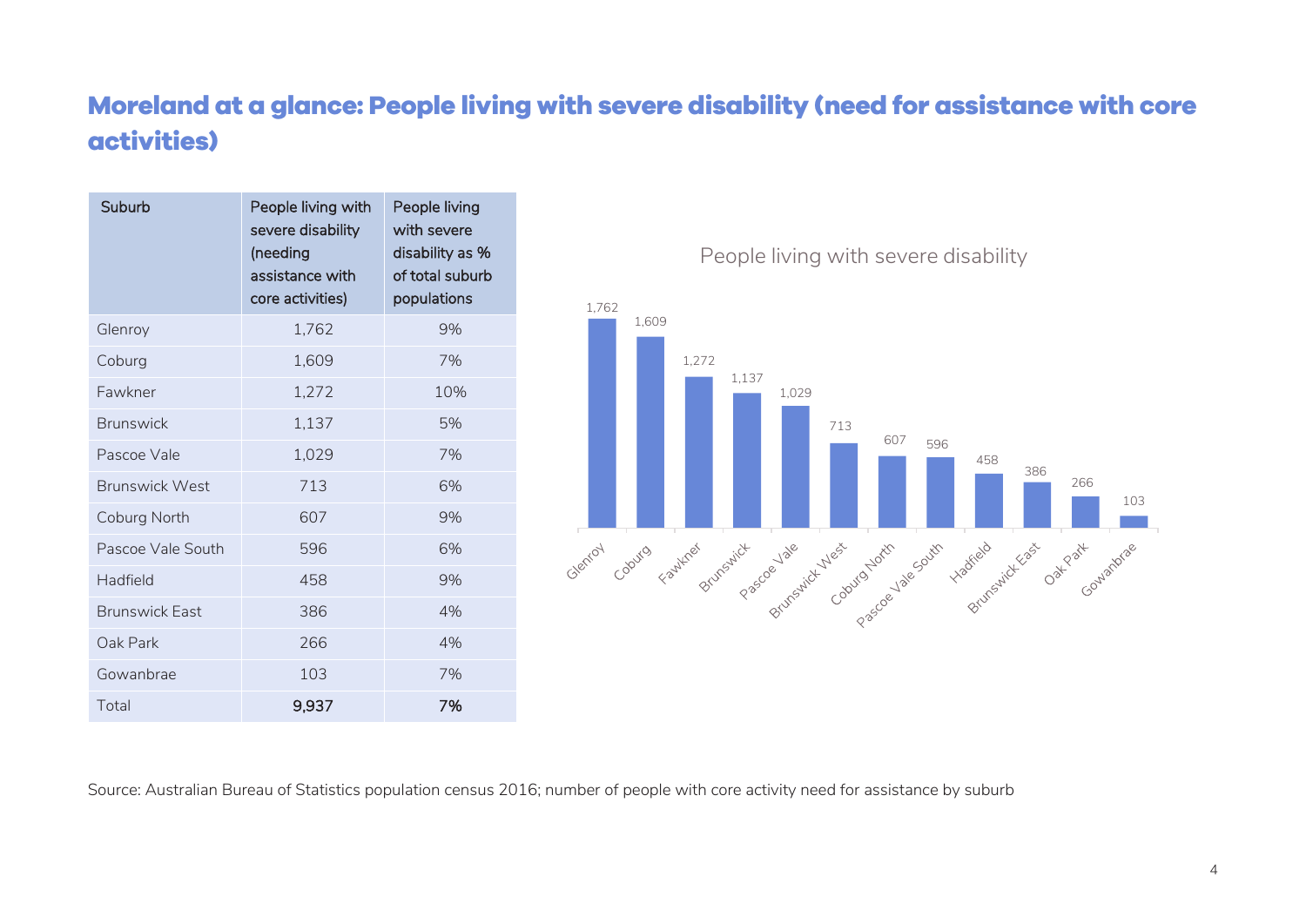# Moreland at a glance: People living with severe disability (need for assistance with core activities)

| Suburb | People living with severe disability (needing assistance with core activities) | People living with severe disability as % of total suburb populations |
|---|---|---|
| Glenroy | 1,762 | 9% |
| Coburg | 1,609 | 7% |
| Fawkner | 1,272 | 10% |
| Brunswick | 1,137 | 5% |
| Pascoe Vale | 1,029 | 7% |
| Brunswick West | 713 | 6% |
| Coburg North | 607 | 9% |
| Pascoe Vale South | 596 | 6% |
| Hadfield | 458 | 9% |
| Brunswick East | 386 | 4% |
| Oak Park | 266 | 4% |
| Gowanbrae | 103 | 7% |
| Total | **9,937** | **7%** |

People living with severe disability

| Suburb | People living with severe disability |
|---|---|
| Glenroy | 1,762 |
| Coburg | 1,609 |
| Fawkner | 1,272 |
| Brunswick | 1,137 |
| Pascoe Vale | 1,029 |
| Brunswick West | 713 |
| Coburg North | 607 |
| Pascoe Vale South | 596 |
| Hadfield | 458 |
| Brunswick East | 386 |
| Oak Park | 266 |
| Gowanbrae | 103 |

Source: Australian Bureau of Statistics population census 2016; number of people with core activity need for assistance by suburb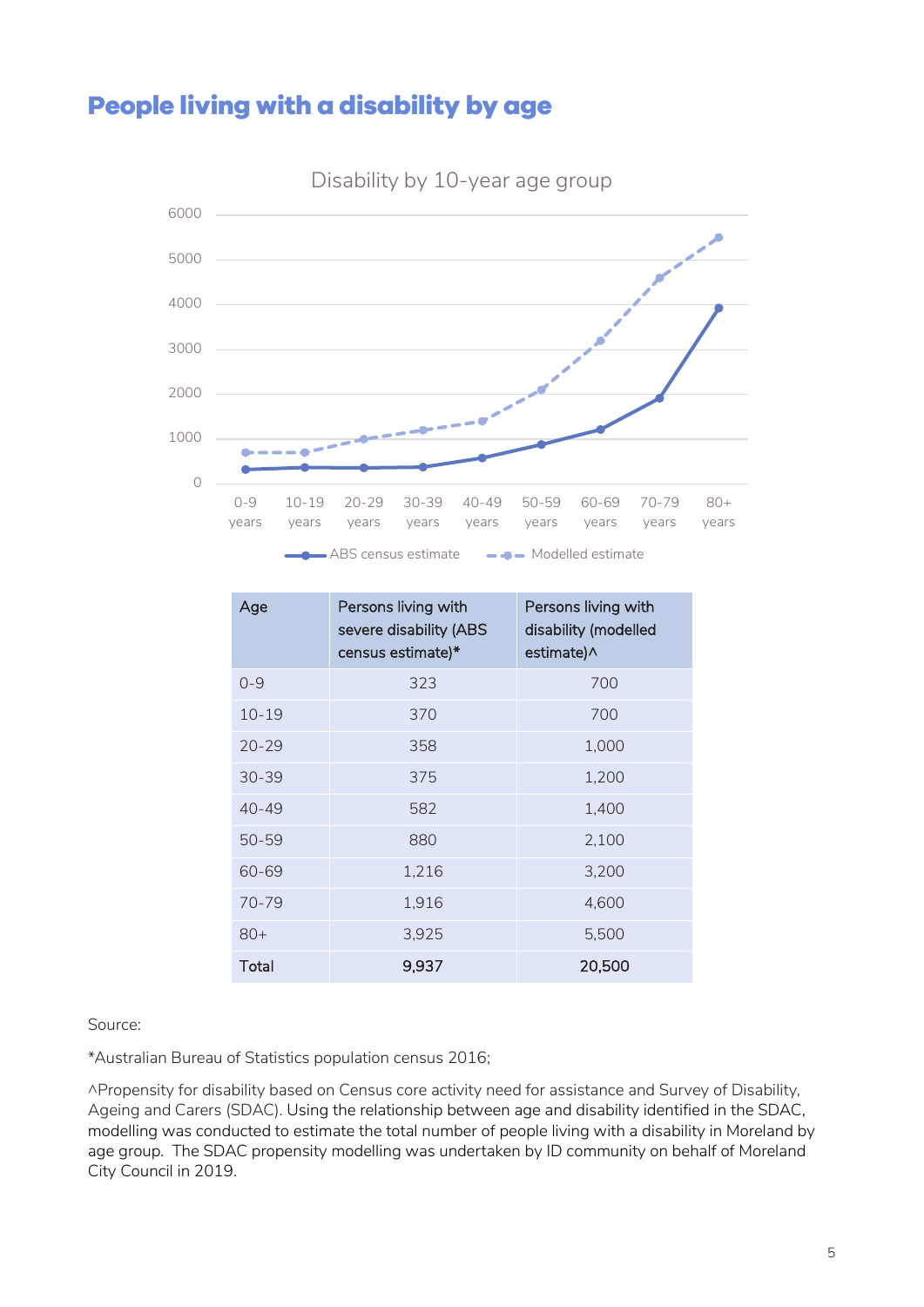# People living with a disability by age

Disability by 10-year age group

| Age | Persons living with severe disability (ABS census estimate)* | Persons living with disability (modelled estimate)^ |
|---|---|---|
| 0-9 | 323 | 700 |
| 10-19 | 370 | 700 |
| 20-29 | 358 | 1,000 |
| 30-39 | 375 | 1,200 |
| 40-49 | 582 | 1,400 |
| 50-59 | 880 | 2,100 |
| 60-69 | 1,216 | 3,200 |
| 70-79 | 1,916 | 4,600 |
| 80+ | 3,925 | 5,500 |
| **Total** | **9,937** | **20,500** |

Source:

*Australian Bureau of Statistics population census 2016;

^Propensity for disability based on Census core activity need for assistance and Survey of Disability, Ageing and Carers (SDAC). Using the relationship between age and disability identified in the SDAC, modelling was conducted to estimate the total number of people living with a disability in Moreland by age group. The SDAC propensity modelling was undertaken by ID community on behalf of Moreland City Council in 2019.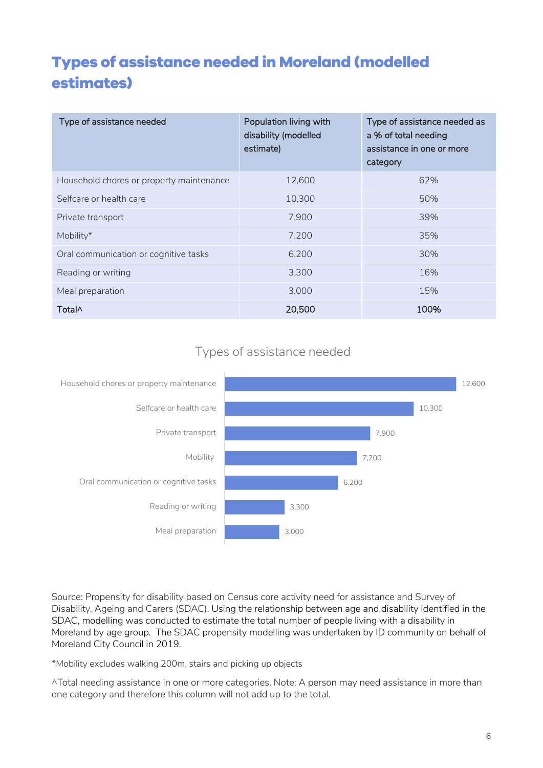# Types of assistance needed in Moreland (modelled estimates)

| Type of assistance needed | Population living with disability (modelled estimate) | Type of assistance needed as a % of total needing assistance in one or more category |
|---|---|---|
| Household chores or property maintenance | 12,600 | 62% |
| Selfcare or health care | 10,300 | 50% |
| Private transport | 7,900 | 39% |
| Mobility* | 7,200 | 35% |
| Oral communication or cognitive tasks | 6,200 | 30% |
| Reading or writing | 3,300 | 16% |
| Meal preparation | 3,000 | 15% |
| **Total^** | **20,500** | **100%** |

Types of assistance needed

| Type of assistance needed | Population |
|---|---|
| Household chores or property maintenance | 12,600 |
| Selfcare or health care | 10,300 |
| Private transport | 7,900 |
| Mobility | 7,200 |
| Oral communication or cognitive tasks | 6,200 |
| Reading or writing | 3,300 |
| Meal preparation | 3,000 |

Source: Propensity for disability based on Census core activity need for assistance and Survey of Disability, Ageing and Carers (SDAC). Using the relationship between age and disability identified in the SDAC, modelling was conducted to estimate the total number of people living with a disability in Moreland by age group. The SDAC propensity modelling was undertaken by ID community on behalf of Moreland City Council in 2019.

*Mobility excludes walking 200m, stairs and picking up objects

^Total needing assistance in one or more categories. Note: A person may need assistance in more than one category and therefore this column will not add up to the total.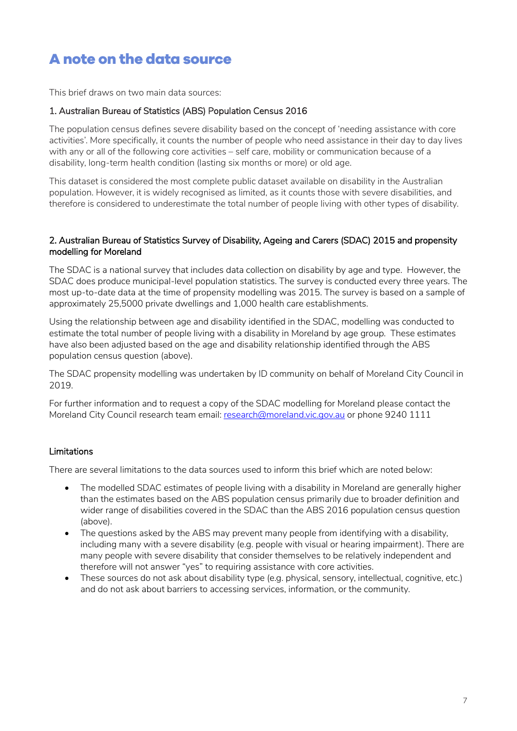# A note on the data source

This brief draws on two main data sources:

## 1. Australian Bureau of Statistics (ABS) Population Census 2016

The population census defines severe disability based on the concept of 'needing assistance with core activities'. More specifically, it counts the number of people who need assistance in their day to day lives with any or all of the following core activities – self care, mobility or communication because of a disability, long-term health condition (lasting six months or more) or old age.

This dataset is considered the most complete public dataset available on disability in the Australian population. However, it is widely recognised as limited, as it counts those with severe disabilities, and therefore is considered to underestimate the total number of people living with other types of disability.

## 2. Australian Bureau of Statistics Survey of Disability, Ageing and Carers (SDAC) 2015 and propensity modelling for Moreland

The SDAC is a national survey that includes data collection on disability by age and type. However, the SDAC does produce municipal-level population statistics. The survey is conducted every three years. The most up-to-date data at the time of propensity modelling was 2015. The survey is based on a sample of approximately 25,5000 private dwellings and 1,000 health care establishments.

Using the relationship between age and disability identified in the SDAC, modelling was conducted to estimate the total number of people living with a disability in Moreland by age group. These estimates have also been adjusted based on the age and disability relationship identified through the ABS population census question (above).

The SDAC propensity modelling was undertaken by ID community on behalf of Moreland City Council in 2019.

For further information and to request a copy of the SDAC modelling for Moreland please contact the Moreland City Council research team email: research@moreland.vic.gov.au or phone 9240 1111

## Limitations

There are several limitations to the data sources used to inform this brief which are noted below:

- The modelled SDAC estimates of people living with a disability in Moreland are generally higher than the estimates based on the ABS population census primarily due to broader definition and wider range of disabilities covered in the SDAC than the ABS 2016 population census question (above).
- The questions asked by the ABS may prevent many people from identifying with a disability, including many with a severe disability (e.g. people with visual or hearing impairment). There are many people with severe disability that consider themselves to be relatively independent and therefore will not answer "yes" to requiring assistance with core activities.
- These sources do not ask about disability type (e.g. physical, sensory, intellectual, cognitive, etc.) and do not ask about barriers to accessing services, information, or the community.